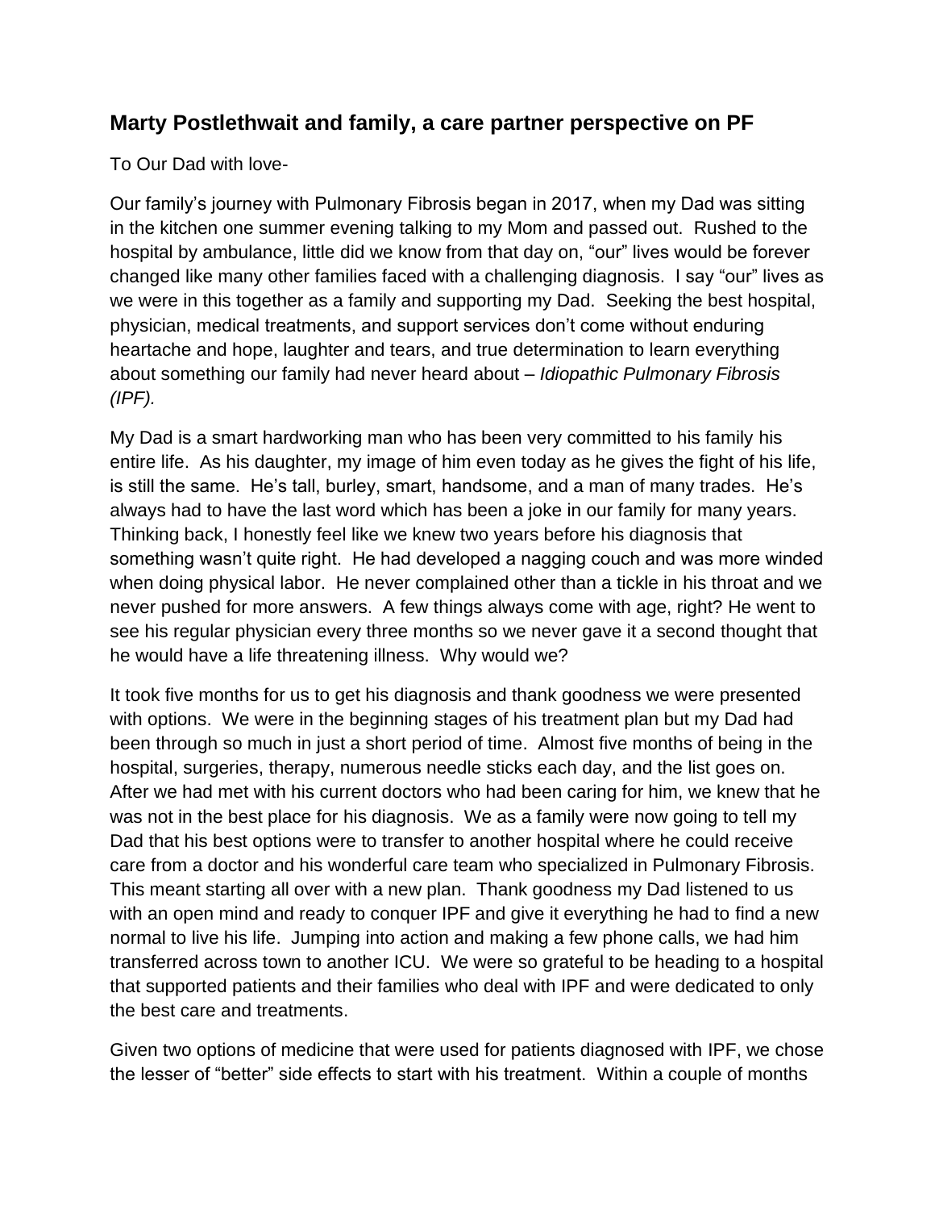## Marty Postlethwait and family, a care partner perspective on PF

To Our Dad with love-

Our family's journey with Pulmonary Fibrosis began in 2017, when my Dad was sitting in the kitchen one summer evening talking to my Mom and passed out. Rushed to the hospital by ambulance, little did we know from that day on, "our" lives would be forever changed like many other families faced with a challenging diagnosis. I say "our" lives as we were in this together as a family and supporting my Dad. Seeking the best hospital, physician, medical treatments, and support services don't come without enduring heartache and hope, laughter and tears, and true determination to learn everything about something our family had never heard about – *Idiopathic Pulmonary Fibrosis (IPF).*

My Dad is a smart hardworking man who has been very committed to his family his entire life. As his daughter, my image of him even today as he gives the fight of his life, is still the same. He's tall, burley, smart, handsome, and a man of many trades. He's always had to have the last word which has been a joke in our family for many years. Thinking back, I honestly feel like we knew two years before his diagnosis that something wasn't quite right. He had developed a nagging couch and was more winded when doing physical labor. He never complained other than a tickle in his throat and we never pushed for more answers. A few things always come with age, right? He went to see his regular physician every three months so we never gave it a second thought that he would have a life threatening illness. Why would we?

It took five months for us to get his diagnosis and thank goodness we were presented with options. We were in the beginning stages of his treatment plan but my Dad had been through so much in just a short period of time. Almost five months of being in the hospital, surgeries, therapy, numerous needle sticks each day, and the list goes on. After we had met with his current doctors who had been caring for him, we knew that he was not in the best place for his diagnosis. We as a family were now going to tell my Dad that his best options were to transfer to another hospital where he could receive care from a doctor and his wonderful care team who specialized in Pulmonary Fibrosis. This meant starting all over with a new plan. Thank goodness my Dad listened to us with an open mind and ready to conquer IPF and give it everything he had to find a new normal to live his life. Jumping into action and making a few phone calls, we had him transferred across town to another ICU. We were so grateful to be heading to a hospital that supported patients and their families who deal with IPF and were dedicated to only the best care and treatments.

Given two options of medicine that were used for patients diagnosed with IPF, we chose the lesser of "better" side effects to start with his treatment. Within a couple of months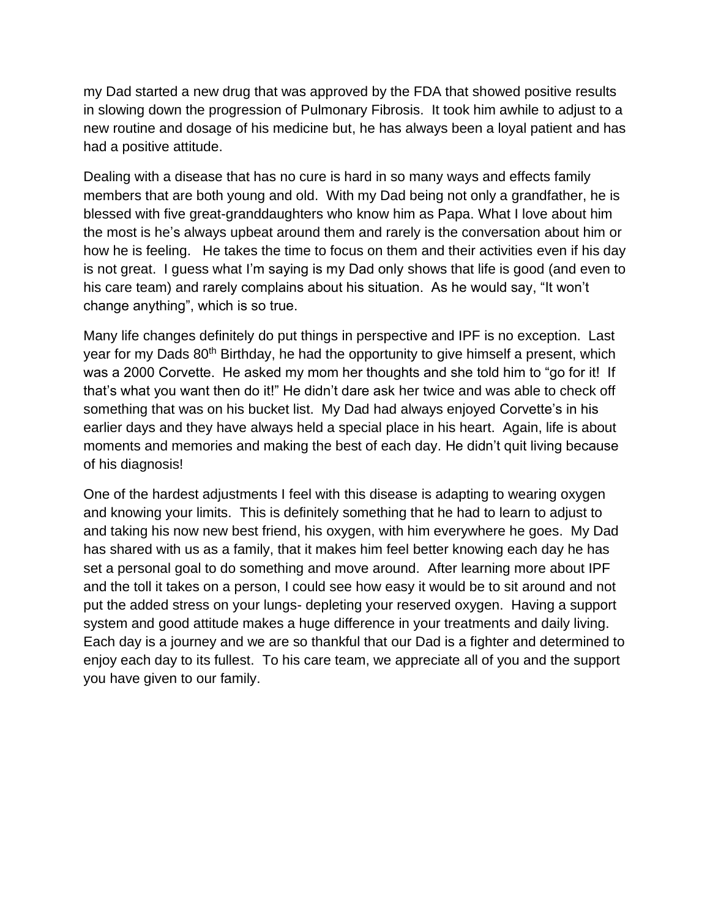my Dad started a new drug that was approved by the FDA that showed positive results in slowing down the progression of Pulmonary Fibrosis. It took him awhile to adjust to a new routine and dosage of his medicine but, he has always been a loyal patient and has had a positive attitude.

Dealing with a disease that has no cure is hard in so many ways and effects family members that are both young and old. With my Dad being not only a grandfather, he is blessed with five great-granddaughters who know him as Papa. What I love about him the most is he's always upbeat around them and rarely is the conversation about him or how he is feeling. He takes the time to focus on them and their activities even if his day is not great. I guess what I'm saying is my Dad only shows that life is good (and even to his care team) and rarely complains about his situation. As he would say, "It won't change anything", which is so true.

Many life changes definitely do put things in perspective and IPF is no exception. Last year for my Dads 80th Birthday, he had the opportunity to give himself a present, which was a 2000 Corvette. He asked my mom her thoughts and she told him to "go for it! If that's what you want then do it!" He didn't dare ask her twice and was able to check off something that was on his bucket list. My Dad had always enjoyed Corvette's in his earlier days and they have always held a special place in his heart. Again, life is about moments and memories and making the best of each day. He didn't quit living because of his diagnosis!

One of the hardest adjustments I feel with this disease is adapting to wearing oxygen and knowing your limits. This is definitely something that he had to learn to adjust to and taking his now new best friend, his oxygen, with him everywhere he goes. My Dad has shared with us as a family, that it makes him feel better knowing each day he has set a personal goal to do something and move around. After learning more about IPF and the toll it takes on a person, I could see how easy it would be to sit around and not put the added stress on your lungs- depleting your reserved oxygen. Having a support system and good attitude makes a huge difference in your treatments and daily living. Each day is a journey and we are so thankful that our Dad is a fighter and determined to enjoy each day to its fullest. To his care team, we appreciate all of you and the support you have given to our family.